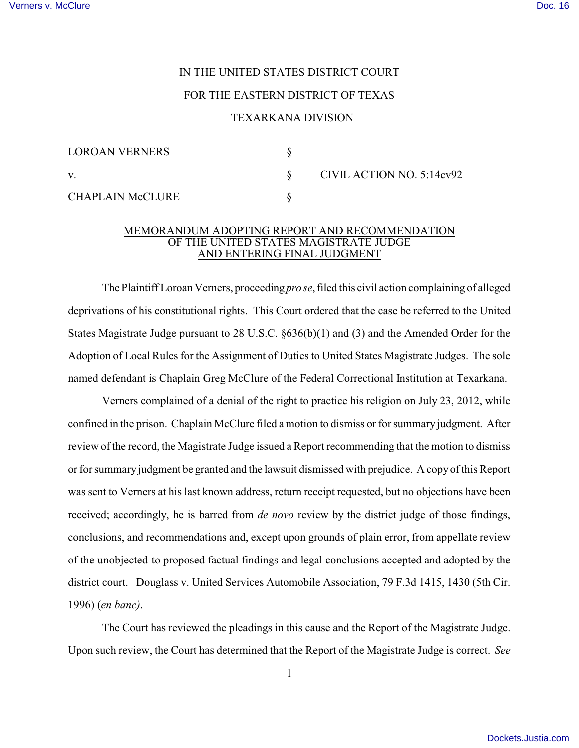IN THE UNITED STATES DISTRICT COURT

FOR THE EASTERN DISTRICT OF TEXAS

TEXARKANA DIVISION

| | | |
|---|---|---|
| LOROAN VERNERS | § | |
| v. | § | CIVIL ACTION NO. 5:14cv92 |
| CHAPLAIN McCLURE | § | |

MEMORANDUM ADOPTING REPORT AND RECOMMENDATION OF THE UNITED STATES MAGISTRATE JUDGE AND ENTERING FINAL JUDGMENT

The Plaintiff Loroan Verners, proceeding *pro se*, filed this civil action complaining of alleged deprivations of his constitutional rights. This Court ordered that the case be referred to the United States Magistrate Judge pursuant to 28 U.S.C. §636(b)(1) and (3) and the Amended Order for the Adoption of Local Rules for the Assignment of Duties to United States Magistrate Judges. The sole named defendant is Chaplain Greg McClure of the Federal Correctional Institution at Texarkana.

Verners complained of a denial of the right to practice his religion on July 23, 2012, while confined in the prison. Chaplain McClure filed a motion to dismiss or for summary judgment. After review of the record, the Magistrate Judge issued a Report recommending that the motion to dismiss or for summary judgment be granted and the lawsuit dismissed with prejudice. A copy of this Report was sent to Verners at his last known address, return receipt requested, but no objections have been received; accordingly, he is barred from *de novo* review by the district judge of those findings, conclusions, and recommendations and, except upon grounds of plain error, from appellate review of the unobjected-to proposed factual findings and legal conclusions accepted and adopted by the district court. Douglass v. United Services Automobile Association, 79 F.3d 1415, 1430 (5th Cir. 1996) (*en banc)*.

The Court has reviewed the pleadings in this cause and the Report of the Magistrate Judge. Upon such review, the Court has determined that the Report of the Magistrate Judge is correct. *See*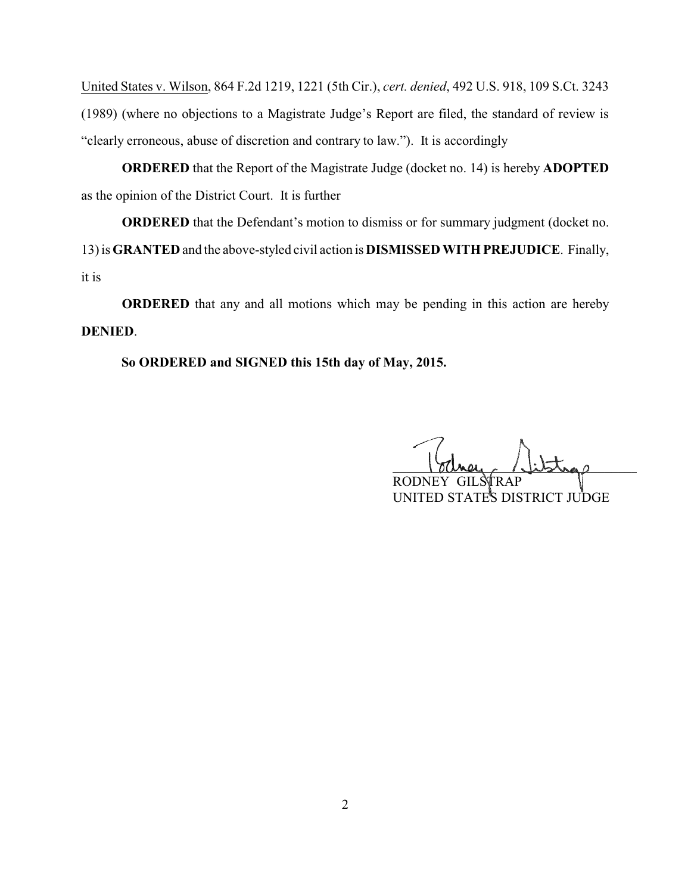United States v. Wilson, 864 F.2d 1219, 1221 (5th Cir.), *cert. denied*, 492 U.S. 918, 109 S.Ct. 3243 (1989) (where no objections to a Magistrate Judge's Report are filed, the standard of review is "clearly erroneous, abuse of discretion and contrary to law."). It is accordingly

**ORDERED** that the Report of the Magistrate Judge (docket no. 14) is hereby **ADOPTED** as the opinion of the District Court. It is further

**ORDERED** that the Defendant's motion to dismiss or for summary judgment (docket no. 13) is **GRANTED** and the above-styled civil action is **DISMISSED WITH PREJUDICE**. Finally, it is

**ORDERED** that any and all motions which may be pending in this action are hereby **DENIED**.

**So ORDERED and SIGNED this 15th day of May, 2015.**

RODNEY GILSTRAP
UNITED STATES DISTRICT JUDGE